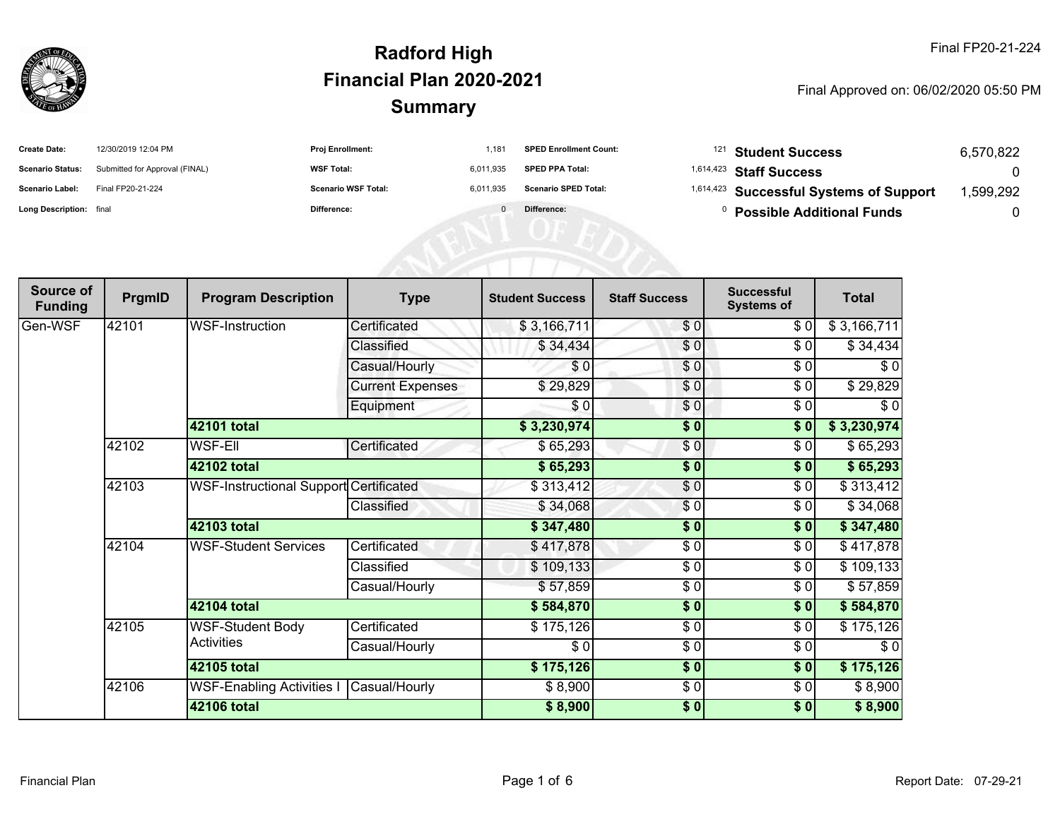Final FP20-21-224

# Radford High
## Financial Plan 2020-2021
## Summary

Final Approved on: 06/02/2020 05:50 PM

| | | | | | | | |
|---|---|---|---|---|---|---|---|
| **Create Date:** | 12/30/2019 12:04 PM | **Proj Enrollment:** | 1,181 | **SPED Enrollment Count:** | 121 | **Student Success** | 6,570,822 |
| **Scenario Status:** | Submitted for Approval (FINAL) | **WSF Total:** | 6,011,935 | **SPED PPA Total:** | 1,614,423 | **Staff Success** | 0 |
| **Scenario Label:** | Final FP20-21-224 | **Scenario WSF Total:** | 6,011,935 | **Scenario SPED Total:** | 1,614,423 | **Successful Systems of Support** | 1,599,292 |
| **Long Description:** | final | **Difference:** | 0 | **Difference:** | 0 | **Possible Additional Funds** | 0 |

| Source of Funding | PrgmID | Program Description | Type | Student Success | Staff Success | Successful Systems of | Total |
|---|---|---|---|---|---|---|---|
| Gen-WSF | 42101 | WSF-Instruction | Certificated | $ 3,166,711 | $ 0 | $ 0 | $ 3,166,711 |
| | | | Classified | $ 34,434 | $ 0 | $ 0 | $ 34,434 |
| | | | Casual/Hourly | $ 0 | $ 0 | $ 0 | $ 0 |
| | | | Current Expenses | $ 29,829 | $ 0 | $ 0 | $ 29,829 |
| | | | Equipment | $ 0 | $ 0 | $ 0 | $ 0 |
| | | **42101 total** | | **$ 3,230,974** | **$ 0** | **$ 0** | **$ 3,230,974** |
| | 42102 | WSF-Ell | Certificated | $ 65,293 | $ 0 | $ 0 | $ 65,293 |
| | | **42102 total** | | **$ 65,293** | **$ 0** | **$ 0** | **$ 65,293** |
| | 42103 | WSF-Instructional Support | Certificated | $ 313,412 | $ 0 | $ 0 | $ 313,412 |
| | | | Classified | $ 34,068 | $ 0 | $ 0 | $ 34,068 |
| | | **42103 total** | | **$ 347,480** | **$ 0** | **$ 0** | **$ 347,480** |
| | 42104 | WSF-Student Services | Certificated | $ 417,878 | $ 0 | $ 0 | $ 417,878 |
| | | | Classified | $ 109,133 | $ 0 | $ 0 | $ 109,133 |
| | | | Casual/Hourly | $ 57,859 | $ 0 | $ 0 | $ 57,859 |
| | | **42104 total** | | **$ 584,870** | **$ 0** | **$ 0** | **$ 584,870** |
| | 42105 | WSF-Student Body Activities | Certificated | $ 175,126 | $ 0 | $ 0 | $ 175,126 |
| | | | Casual/Hourly | $ 0 | $ 0 | $ 0 | $ 0 |
| | | **42105 total** | | **$ 175,126** | **$ 0** | **$ 0** | **$ 175,126** |
| | 42106 | WSF-Enabling Activities I | Casual/Hourly | $ 8,900 | $ 0 | $ 0 | $ 8,900 |
| | | **42106 total** | | **$ 8,900** | **$ 0** | **$ 0** | **$ 8,900** |

Financial Plan

Report Date: 07-29-21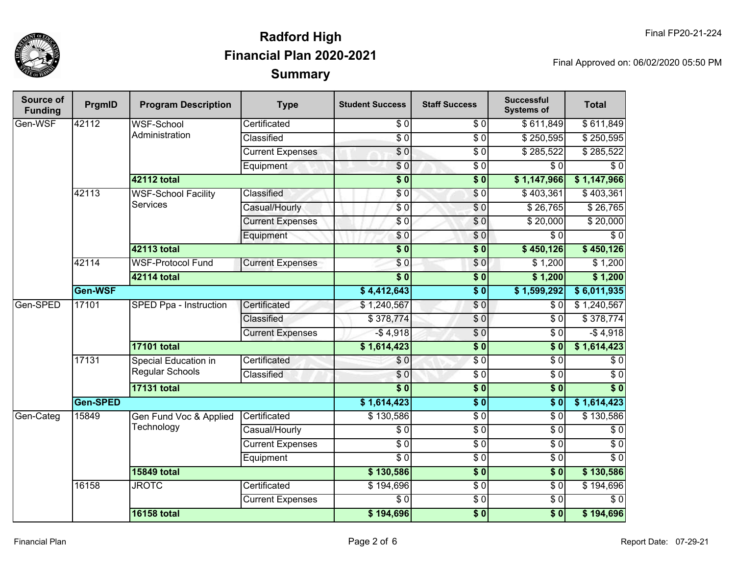# Radford High
## Financial Plan 2020-2021
## Summary

Final FP20-21-224

Final Approved on: 06/02/2020 05:50 PM

| Source of Funding | PrgmID | Program Description | Type | Student Success | Staff Success | Successful Systems of | Total |
|---|---|---|---|---|---|---|---|
| Gen-WSF | 42112 | WSF-School Administration | Certificated | $ 0 | $ 0 | $ 611,849 | $ 611,849 |
| | | | Classified | $ 0 | $ 0 | $ 250,595 | $ 250,595 |
| | | | Current Expenses | $ 0 | $ 0 | $ 285,522 | $ 285,522 |
| | | | Equipment | $ 0 | $ 0 | $ 0 | $ 0 |
| | | **42112 total** | | **$ 0** | **$ 0** | **$ 1,147,966** | **$ 1,147,966** |
| | 42113 | WSF-School Facility Services | Classified | $ 0 | $ 0 | $ 403,361 | $ 403,361 |
| | | | Casual/Hourly | $ 0 | $ 0 | $ 26,765 | $ 26,765 |
| | | | Current Expenses | $ 0 | $ 0 | $ 20,000 | $ 20,000 |
| | | | Equipment | $ 0 | $ 0 | $ 0 | $ 0 |
| | | **42113 total** | | **$ 0** | **$ 0** | **$ 450,126** | **$ 450,126** |
| | 42114 | WSF-Protocol Fund | Current Expenses | $ 0 | $ 0 | $ 1,200 | $ 1,200 |
| | | **42114 total** | | **$ 0** | **$ 0** | **$ 1,200** | **$ 1,200** |
| | **Gen-WSF** | | | **$ 4,412,643** | **$ 0** | **$ 1,599,292** | **$ 6,011,935** |
| Gen-SPED | 17101 | SPED Ppa - Instruction | Certificated | $ 1,240,567 | $ 0 | $ 0 | $ 1,240,567 |
| | | | Classified | $ 378,774 | $ 0 | $ 0 | $ 378,774 |
| | | | Current Expenses | -$ 4,918 | $ 0 | $ 0 | -$ 4,918 |
| | | **17101 total** | | **$ 1,614,423** | **$ 0** | **$ 0** | **$ 1,614,423** |
| | 17131 | Special Education in Regular Schools | Certificated | $ 0 | $ 0 | $ 0 | $ 0 |
| | | | Classified | $ 0 | $ 0 | $ 0 | $ 0 |
| | | **17131 total** | | **$ 0** | **$ 0** | **$ 0** | **$ 0** |
| | **Gen-SPED** | | | **$ 1,614,423** | **$ 0** | **$ 0** | **$ 1,614,423** |
| Gen-Categ | 15849 | Gen Fund Voc & Applied Technology | Certificated | $ 130,586 | $ 0 | $ 0 | $ 130,586 |
| | | | Casual/Hourly | $ 0 | $ 0 | $ 0 | $ 0 |
| | | | Current Expenses | $ 0 | $ 0 | $ 0 | $ 0 |
| | | | Equipment | $ 0 | $ 0 | $ 0 | $ 0 |
| | | **15849 total** | | **$ 130,586** | **$ 0** | **$ 0** | **$ 130,586** |
| | 16158 | JROTC | Certificated | $ 194,696 | $ 0 | $ 0 | $ 194,696 |
| | | | Current Expenses | $ 0 | $ 0 | $ 0 | $ 0 |
| | | **16158 total** | | **$ 194,696** | **$ 0** | **$ 0** | **$ 194,696** |

Financial Plan

Report Date: 07-29-21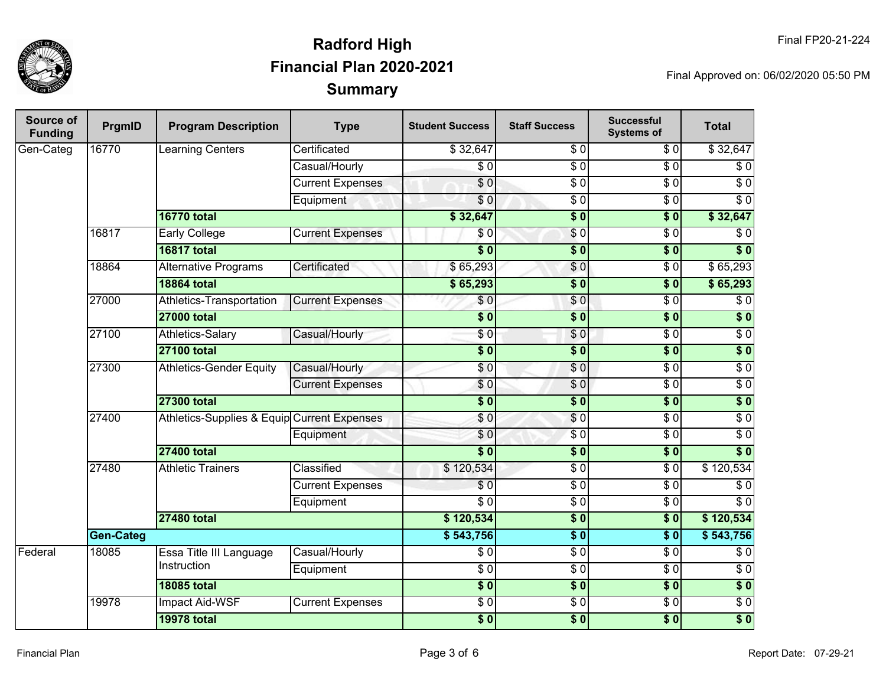# Radford High
## Financial Plan 2020-2021
## Summary

Final FP20-21-224

Final Approved on: 06/02/2020 05:50 PM

| Source of Funding | PrgmID | Program Description | Type | Student Success | Staff Success | Successful Systems of | Total |
|---|---|---|---|---|---|---|---|
| Gen-Categ | 16770 | Learning Centers | Certificated | $ 32,647 | $ 0 | $ 0 | $ 32,647 |
| | | | Casual/Hourly | $ 0 | $ 0 | $ 0 | $ 0 |
| | | | Current Expenses | $ 0 | $ 0 | $ 0 | $ 0 |
| | | | Equipment | $ 0 | $ 0 | $ 0 | $ 0 |
| | | **16770 total** | | **$ 32,647** | **$ 0** | **$ 0** | **$ 32,647** |
| | 16817 | Early College | Current Expenses | $ 0 | $ 0 | $ 0 | $ 0 |
| | | **16817 total** | | **$ 0** | **$ 0** | **$ 0** | **$ 0** |
| | 18864 | Alternative Programs | Certificated | $ 65,293 | $ 0 | $ 0 | $ 65,293 |
| | | **18864 total** | | **$ 65,293** | **$ 0** | **$ 0** | **$ 65,293** |
| | 27000 | Athletics-Transportation | Current Expenses | $ 0 | $ 0 | $ 0 | $ 0 |
| | | **27000 total** | | **$ 0** | **$ 0** | **$ 0** | **$ 0** |
| | 27100 | Athletics-Salary | Casual/Hourly | $ 0 | $ 0 | $ 0 | $ 0 |
| | | **27100 total** | | **$ 0** | **$ 0** | **$ 0** | **$ 0** |
| | 27300 | Athletics-Gender Equity | Casual/Hourly | $ 0 | $ 0 | $ 0 | $ 0 |
| | | | Current Expenses | $ 0 | $ 0 | $ 0 | $ 0 |
| | | **27300 total** | | **$ 0** | **$ 0** | **$ 0** | **$ 0** |
| | 27400 | Athletics-Supplies & Equip | Current Expenses | $ 0 | $ 0 | $ 0 | $ 0 |
| | | | Equipment | $ 0 | $ 0 | $ 0 | $ 0 |
| | | **27400 total** | | **$ 0** | **$ 0** | **$ 0** | **$ 0** |
| | 27480 | Athletic Trainers | Classified | $ 120,534 | $ 0 | $ 0 | $ 120,534 |
| | | | Current Expenses | $ 0 | $ 0 | $ 0 | $ 0 |
| | | | Equipment | $ 0 | $ 0 | $ 0 | $ 0 |
| | | **27480 total** | | **$ 120,534** | **$ 0** | **$ 0** | **$ 120,534** |
| | **Gen-Categ** | | | **$ 543,756** | **$ 0** | **$ 0** | **$ 543,756** |
| Federal | 18085 | Essa Title III Language Instruction | Casual/Hourly | $ 0 | $ 0 | $ 0 | $ 0 |
| | | | Equipment | $ 0 | $ 0 | $ 0 | $ 0 |
| | | **18085 total** | | **$ 0** | **$ 0** | **$ 0** | **$ 0** |
| | 19978 | Impact Aid-WSF | Current Expenses | $ 0 | $ 0 | $ 0 | $ 0 |
| | | **19978 total** | | **$ 0** | **$ 0** | **$ 0** | **$ 0** |

Financial Plan

Report Date: 07-29-21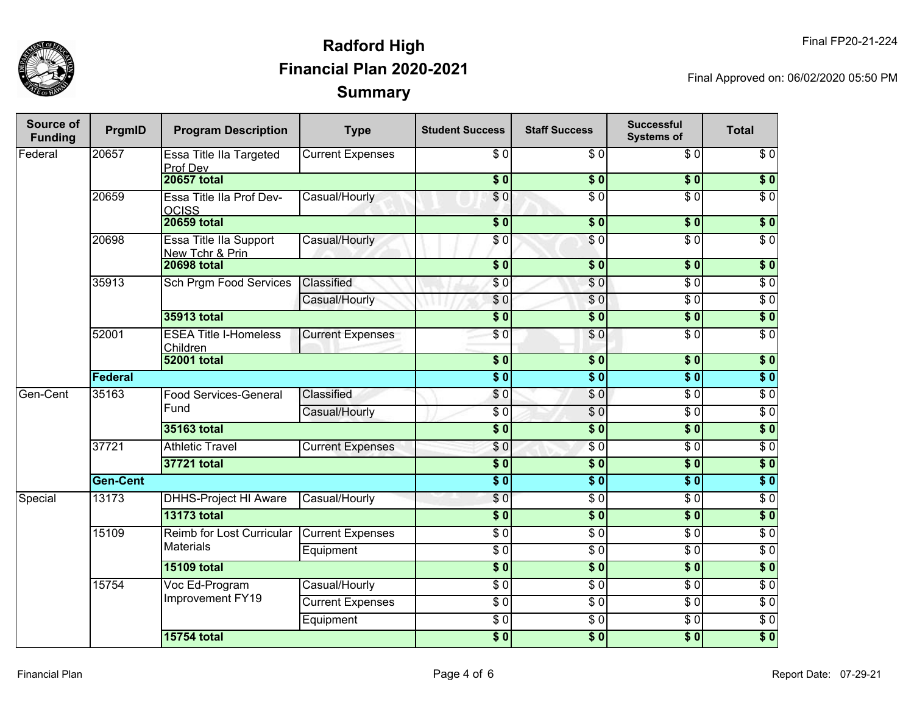# Radford High
## Financial Plan 2020-2021
### Summary

Final FP20-21-224

Final Approved on: 06/02/2020 05:50 PM

| Source of Funding | PrgmID | Program Description | Type | Student Success | Staff Success | Successful Systems of | Total |
|---|---|---|---|---|---|---|---|
| Federal | 20657 | Essa Title IIa Targeted Prof Dev | Current Expenses | $ 0 | $ 0 | $ 0 | $ 0 |
| | | **20657 total** | | **$ 0** | **$ 0** | **$ 0** | **$ 0** |
| | 20659 | Essa Title IIa Prof Dev-OCISS | Casual/Hourly | $ 0 | $ 0 | $ 0 | $ 0 |
| | | **20659 total** | | **$ 0** | **$ 0** | **$ 0** | **$ 0** |
| | 20698 | Essa Title IIa Support New Tchr & Prin | Casual/Hourly | $ 0 | $ 0 | $ 0 | $ 0 |
| | | **20698 total** | | **$ 0** | **$ 0** | **$ 0** | **$ 0** |
| | 35913 | Sch Prgm Food Services | Classified | $ 0 | $ 0 | $ 0 | $ 0 |
| | | | Casual/Hourly | $ 0 | $ 0 | $ 0 | $ 0 |
| | | **35913 total** | | **$ 0** | **$ 0** | **$ 0** | **$ 0** |
| | 52001 | ESEA Title I-Homeless Children | Current Expenses | $ 0 | $ 0 | $ 0 | $ 0 |
| | | **52001 total** | | **$ 0** | **$ 0** | **$ 0** | **$ 0** |
| | **Federal** | | | **$ 0** | **$ 0** | **$ 0** | **$ 0** |
| Gen-Cent | 35163 | Food Services-General Fund | Classified | $ 0 | $ 0 | $ 0 | $ 0 |
| | | | Casual/Hourly | $ 0 | $ 0 | $ 0 | $ 0 |
| | | **35163 total** | | **$ 0** | **$ 0** | **$ 0** | **$ 0** |
| | 37721 | Athletic Travel | Current Expenses | $ 0 | $ 0 | $ 0 | $ 0 |
| | | **37721 total** | | **$ 0** | **$ 0** | **$ 0** | **$ 0** |
| | **Gen-Cent** | | | **$ 0** | **$ 0** | **$ 0** | **$ 0** |
| Special | 13173 | DHHS-Project HI Aware | Casual/Hourly | $ 0 | $ 0 | $ 0 | $ 0 |
| | | **13173 total** | | **$ 0** | **$ 0** | **$ 0** | **$ 0** |
| | 15109 | Reimb for Lost Curricular Materials | Current Expenses | $ 0 | $ 0 | $ 0 | $ 0 |
| | | | Equipment | $ 0 | $ 0 | $ 0 | $ 0 |
| | | **15109 total** | | **$ 0** | **$ 0** | **$ 0** | **$ 0** |
| | 15754 | Voc Ed-Program Improvement FY19 | Casual/Hourly | $ 0 | $ 0 | $ 0 | $ 0 |
| | | | Current Expenses | $ 0 | $ 0 | $ 0 | $ 0 |
| | | | Equipment | $ 0 | $ 0 | $ 0 | $ 0 |
| | | **15754 total** | | **$ 0** | **$ 0** | **$ 0** | **$ 0** |

Report Date: 07-29-21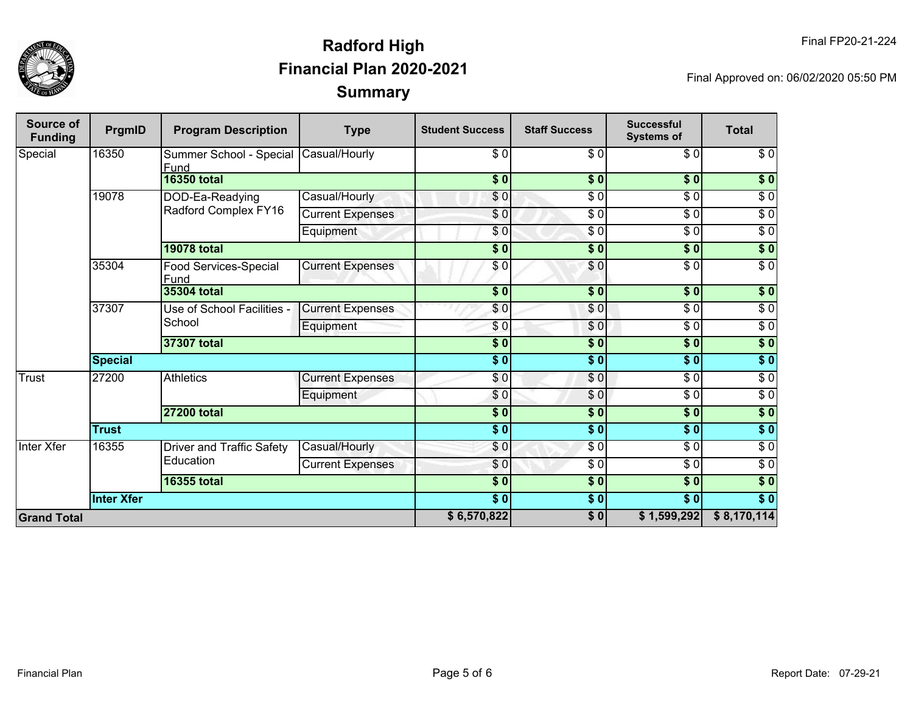Final FP20-21-224

# Radford High
## Financial Plan 2020-2021
## Summary

Final Approved on: 06/02/2020 05:50 PM

| Source of Funding | PrgmID | Program Description | Type | Student Success | Staff Success | Successful Systems of | Total |
|---|---|---|---|---|---|---|---|
| Special | 16350 | Summer School - Special Fund | Casual/Hourly | $ 0 | $ 0 | $ 0 | $ 0 |
| | | **16350 total** | | **$ 0** | **$ 0** | **$ 0** | **$ 0** |
| | 19078 | DOD-Ea-Readying Radford Complex FY16 | Casual/Hourly | $ 0 | $ 0 | $ 0 | $ 0 |
| | | | Current Expenses | $ 0 | $ 0 | $ 0 | $ 0 |
| | | | Equipment | $ 0 | $ 0 | $ 0 | $ 0 |
| | | **19078 total** | | **$ 0** | **$ 0** | **$ 0** | **$ 0** |
| | 35304 | Food Services-Special Fund | Current Expenses | $ 0 | $ 0 | $ 0 | $ 0 |
| | | **35304 total** | | **$ 0** | **$ 0** | **$ 0** | **$ 0** |
| | 37307 | Use of School Facilities - School | Current Expenses | $ 0 | $ 0 | $ 0 | $ 0 |
| | | | Equipment | $ 0 | $ 0 | $ 0 | $ 0 |
| | | **37307 total** | | **$ 0** | **$ 0** | **$ 0** | **$ 0** |
| | **Special** | | | **$ 0** | **$ 0** | **$ 0** | **$ 0** |
| Trust | 27200 | Athletics | Current Expenses | $ 0 | $ 0 | $ 0 | $ 0 |
| | | | Equipment | $ 0 | $ 0 | $ 0 | $ 0 |
| | | **27200 total** | | **$ 0** | **$ 0** | **$ 0** | **$ 0** |
| | **Trust** | | | **$ 0** | **$ 0** | **$ 0** | **$ 0** |
| Inter Xfer | 16355 | Driver and Traffic Safety Education | Casual/Hourly | $ 0 | $ 0 | $ 0 | $ 0 |
| | | | Current Expenses | $ 0 | $ 0 | $ 0 | $ 0 |
| | | **16355 total** | | **$ 0** | **$ 0** | **$ 0** | **$ 0** |
| | **Inter Xfer** | | | **$ 0** | **$ 0** | **$ 0** | **$ 0** |
| **Grand Total** | | | | **$ 6,570,822** | **$ 0** | **$ 1,599,292** | **$ 8,170,114** |

Financial Plan

Report Date: 07-29-21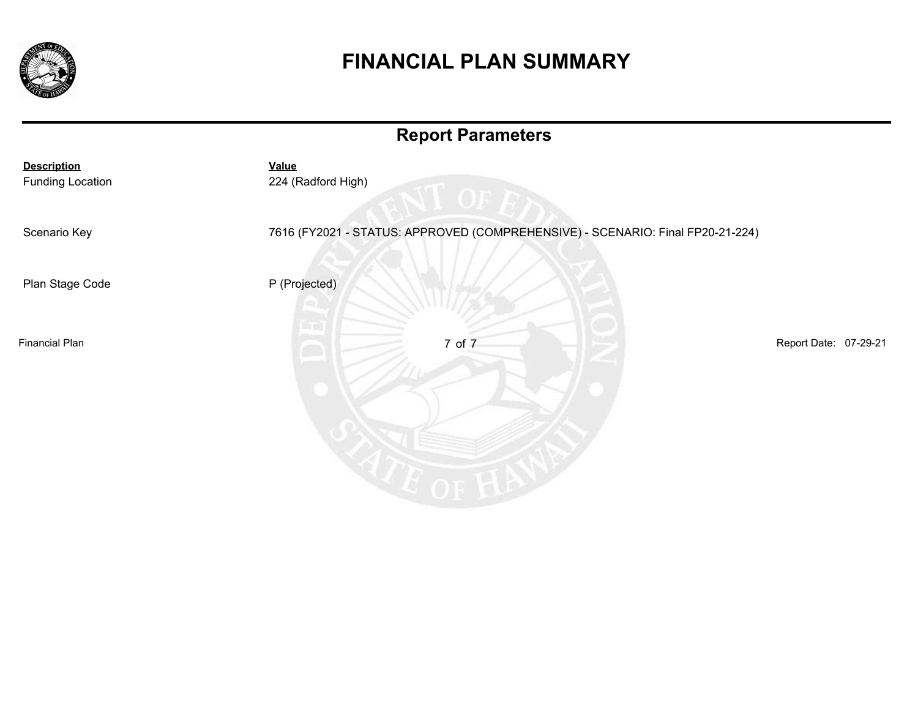# FINANCIAL PLAN SUMMARY

## Report Parameters

| Description | Value |
| --- | --- |
| Funding Location | 224 (Radford High) |
| Scenario Key | 7616 (FY2021 - STATUS: APPROVED (COMPREHENSIVE) - SCENARIO: Final FP20-21-224) |
| Plan Stage Code | P (Projected) |

Financial Plan

Report Date: 07-29-21